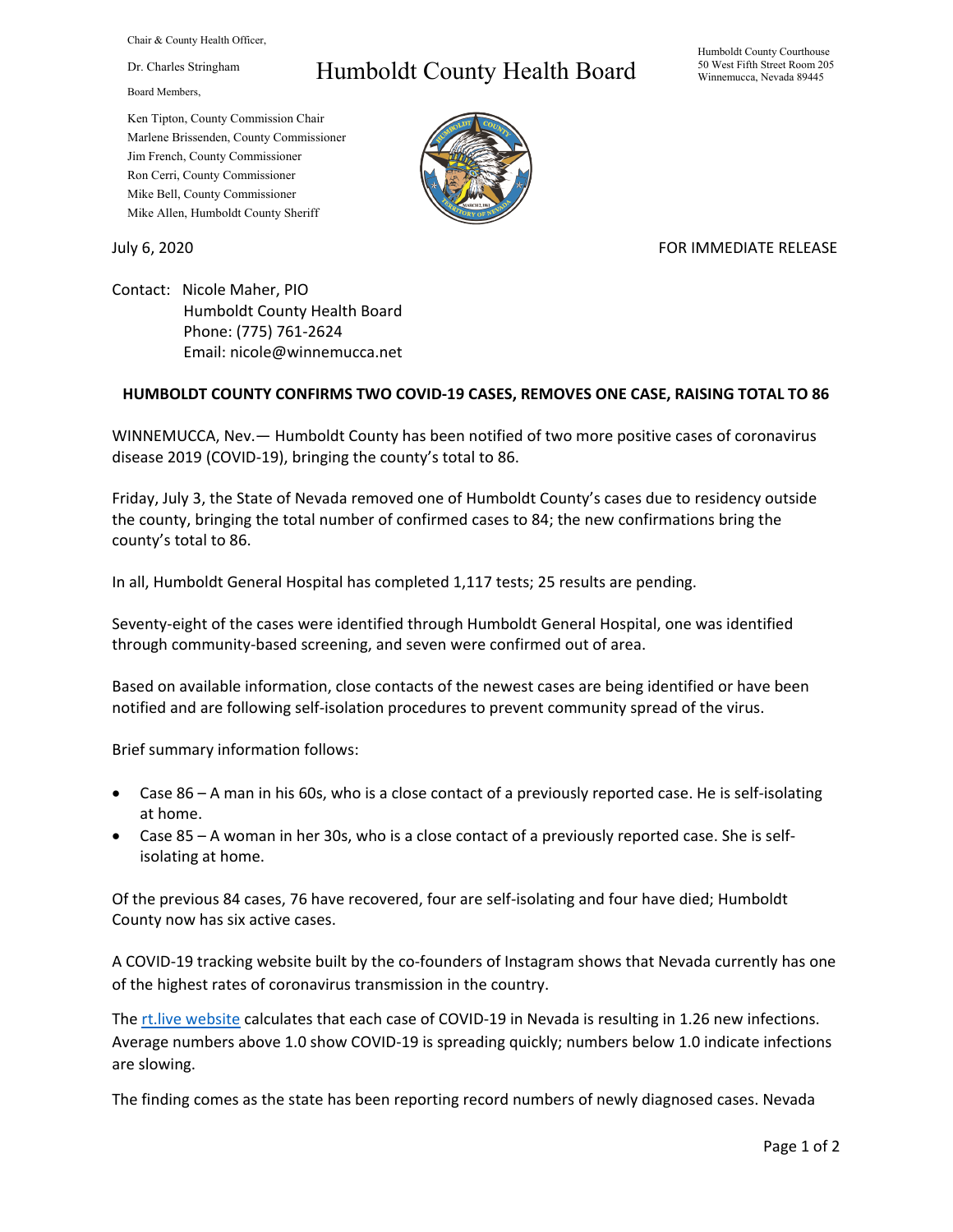Chair & County Health Officer,

Dr. Charles Stringham

Board Members,

Ken Tipton, County Commission Chair
Marlene Brissenden, County Commissioner
Jim French, County Commissioner
Ron Cerri, County Commissioner
Mike Bell, County Commissioner
Mike Allen, Humboldt County Sheriff

# Humboldt County Health Board

Humboldt County Courthouse
50 West Fifth Street Room 205
Winnemucca, Nevada 89445

July 6, 2020

FOR IMMEDIATE RELEASE

Contact: Nicole Maher, PIO
Humboldt County Health Board
Phone: (775) 761-2624
Email: nicole@winnemucca.net

**HUMBOLDT COUNTY CONFIRMS TWO COVID-19 CASES, REMOVES ONE CASE, RAISING TOTAL TO 86**

WINNEMUCCA, Nev.— Humboldt County has been notified of two more positive cases of coronavirus disease 2019 (COVID-19), bringing the county's total to 86.

Friday, July 3, the State of Nevada removed one of Humboldt County's cases due to residency outside the county, bringing the total number of confirmed cases to 84; the new confirmations bring the county's total to 86.

In all, Humboldt General Hospital has completed 1,117 tests; 25 results are pending.

Seventy-eight of the cases were identified through Humboldt General Hospital, one was identified through community-based screening, and seven were confirmed out of area.

Based on available information, close contacts of the newest cases are being identified or have been notified and are following self-isolation procedures to prevent community spread of the virus.

Brief summary information follows:

- Case 86 – A man in his 60s, who is a close contact of a previously reported case. He is self-isolating at home.
- Case 85 – A woman in her 30s, who is a close contact of a previously reported case. She is self-isolating at home.

Of the previous 84 cases, 76 have recovered, four are self-isolating and four have died; Humboldt County now has six active cases.

A COVID-19 tracking website built by the co-founders of Instagram shows that Nevada currently has one of the highest rates of coronavirus transmission in the country.

The rt.live website calculates that each case of COVID-19 in Nevada is resulting in 1.26 new infections. Average numbers above 1.0 show COVID-19 is spreading quickly; numbers below 1.0 indicate infections are slowing.

The finding comes as the state has been reporting record numbers of newly diagnosed cases. Nevada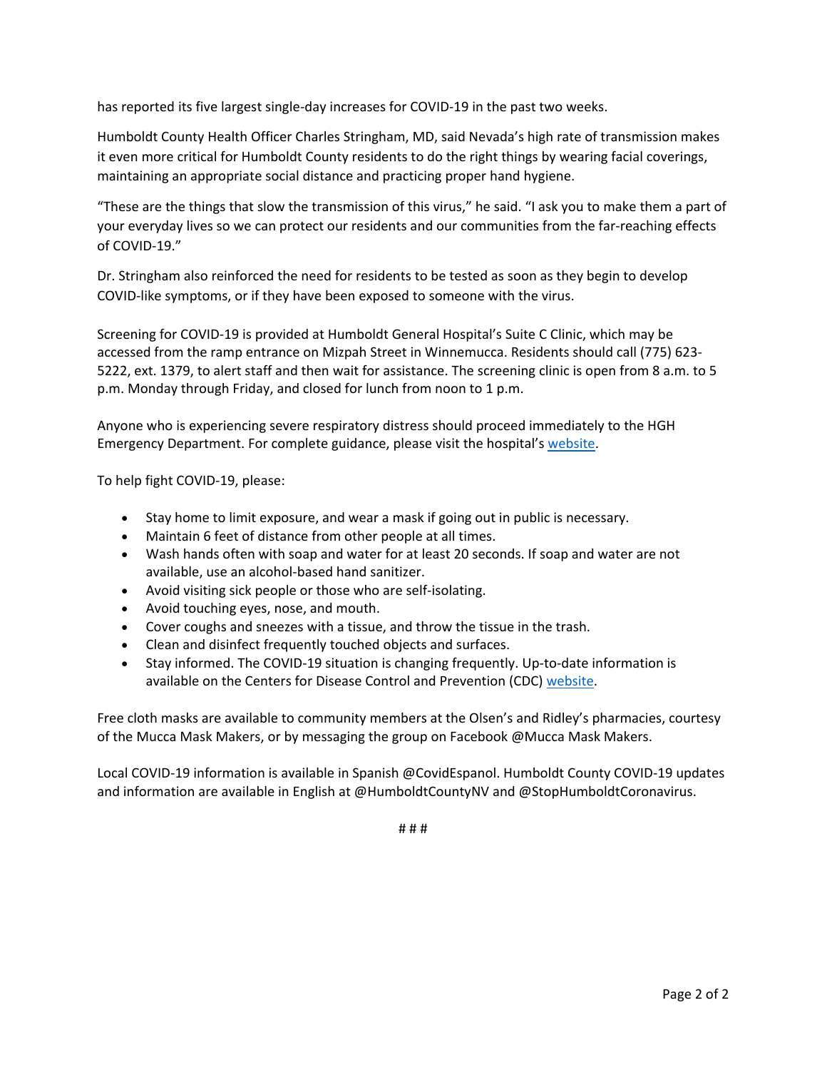has reported its five largest single-day increases for COVID-19 in the past two weeks.

Humboldt County Health Officer Charles Stringham, MD, said Nevada's high rate of transmission makes it even more critical for Humboldt County residents to do the right things by wearing facial coverings, maintaining an appropriate social distance and practicing proper hand hygiene.

"These are the things that slow the transmission of this virus," he said. "I ask you to make them a part of your everyday lives so we can protect our residents and our communities from the far-reaching effects of COVID-19."

Dr. Stringham also reinforced the need for residents to be tested as soon as they begin to develop COVID-like symptoms, or if they have been exposed to someone with the virus.

Screening for COVID-19 is provided at Humboldt General Hospital's Suite C Clinic, which may be accessed from the ramp entrance on Mizpah Street in Winnemucca. Residents should call (775) 623-5222, ext. 1379, to alert staff and then wait for assistance. The screening clinic is open from 8 a.m. to 5 p.m. Monday through Friday, and closed for lunch from noon to 1 p.m.

Anyone who is experiencing severe respiratory distress should proceed immediately to the HGH Emergency Department. For complete guidance, please visit the hospital's website.

To help fight COVID-19, please:

- Stay home to limit exposure, and wear a mask if going out in public is necessary.
- Maintain 6 feet of distance from other people at all times.
- Wash hands often with soap and water for at least 20 seconds. If soap and water are not available, use an alcohol-based hand sanitizer.
- Avoid visiting sick people or those who are self-isolating.
- Avoid touching eyes, nose, and mouth.
- Cover coughs and sneezes with a tissue, and throw the tissue in the trash.
- Clean and disinfect frequently touched objects and surfaces.
- Stay informed. The COVID-19 situation is changing frequently. Up-to-date information is available on the Centers for Disease Control and Prevention (CDC) website.

Free cloth masks are available to community members at the Olsen's and Ridley's pharmacies, courtesy of the Mucca Mask Makers, or by messaging the group on Facebook @Mucca Mask Makers.

Local COVID-19 information is available in Spanish @CovidEspanol. Humboldt County COVID-19 updates and information are available in English at @HumboldtCountyNV and @StopHumboldtCoronavirus.

# # #